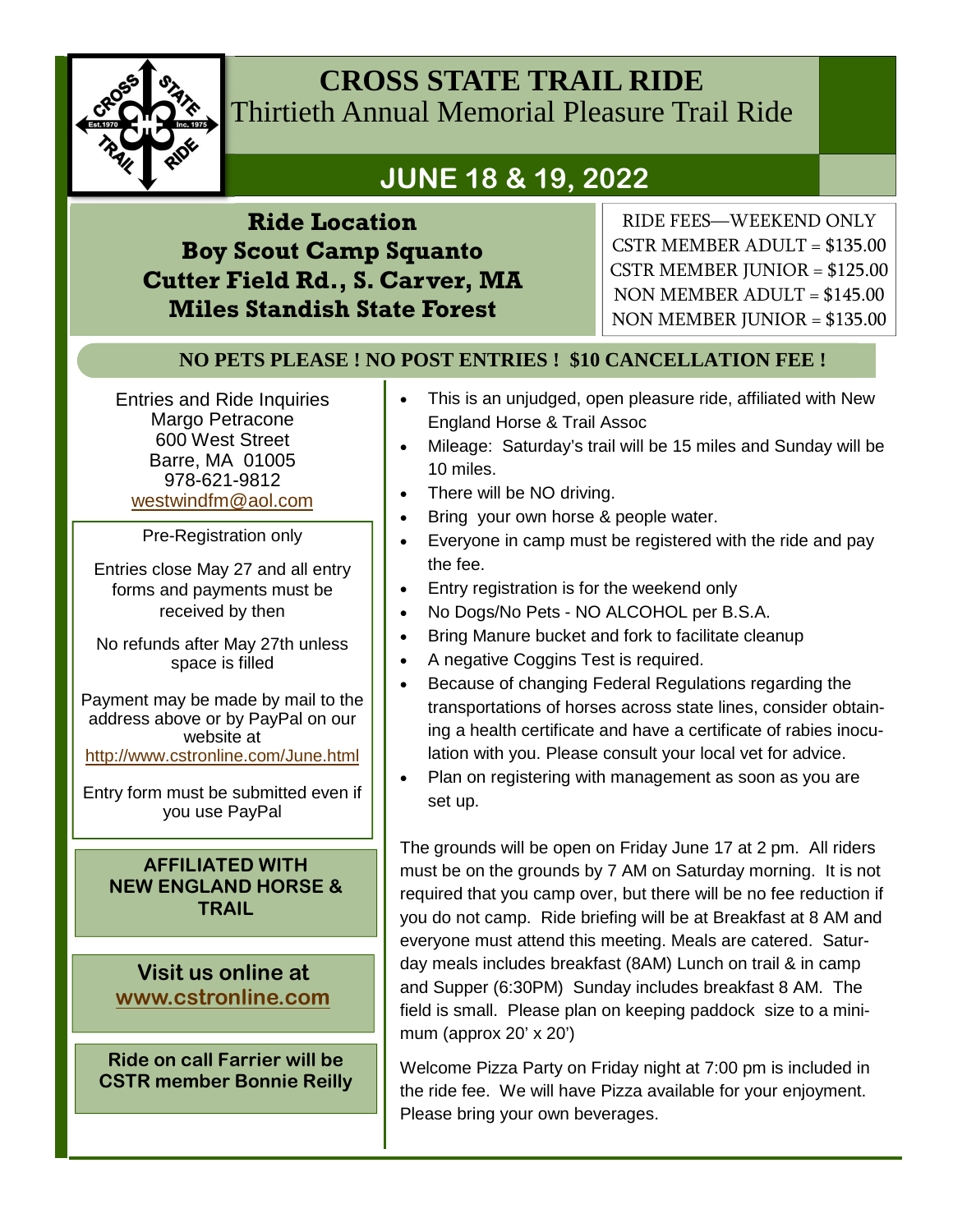# CROSS STATE TRAIL RIDE

## Thirtieth Annual Memorial Pleasure Trail Ride

## JUNE 18 & 19, 2022

**Ride Location**
**Boy Scout Camp Squanto**
**Cutter Field Rd., S. Carver, MA**
**Miles Standish State Forest**

RIDE FEES—WEEKEND ONLY
CSTR MEMBER ADULT = $135.00
CSTR MEMBER JUNIOR = $125.00
NON MEMBER ADULT = $145.00
NON MEMBER JUNIOR = $135.00

**NO PETS PLEASE ! NO POST ENTRIES ! $10 CANCELLATION FEE !**

Entries and Ride Inquiries
Margo Petracone
600 West Street
Barre, MA 01005
978-621-9812
westwindfm@aol.com

Pre-Registration only

Entries close May 27 and all entry forms and payments must be received by then

No refunds after May 27th unless space is filled

Payment may be made by mail to the address above or by PayPal on our website at http://www.cstronline.com/June.html

Entry form must be submitted even if you use PayPal

**AFFILIATED WITH NEW ENGLAND HORSE & TRAIL**

**Visit us online at www.cstronline.com**

**Ride on call Farrier will be CSTR member Bonnie Reilly**

- This is an unjudged, open pleasure ride, affiliated with New England Horse & Trail Assoc
- Mileage: Saturday's trail will be 15 miles and Sunday will be 10 miles.
- There will be NO driving.
- Bring your own horse & people water.
- Everyone in camp must be registered with the ride and pay the fee.
- Entry registration is for the weekend only
- No Dogs/No Pets - NO ALCOHOL per B.S.A.
- Bring Manure bucket and fork to facilitate cleanup
- A negative Coggins Test is required.
- Because of changing Federal Regulations regarding the transportations of horses across state lines, consider obtaining a health certificate and have a certificate of rabies inoculation with you. Please consult your local vet for advice.
- Plan on registering with management as soon as you are set up.

The grounds will be open on Friday June 17 at 2 pm. All riders must be on the grounds by 7 AM on Saturday morning. It is not required that you camp over, but there will be no fee reduction if you do not camp. Ride briefing will be at Breakfast at 8 AM and everyone must attend this meeting. Meals are catered. Saturday meals includes breakfast (8AM) Lunch on trail & in camp and Supper (6:30PM) Sunday includes breakfast 8 AM. The field is small. Please plan on keeping paddock size to a minimum (approx 20' x 20')

Welcome Pizza Party on Friday night at 7:00 pm is included in the ride fee. We will have Pizza available for your enjoyment. Please bring your own beverages.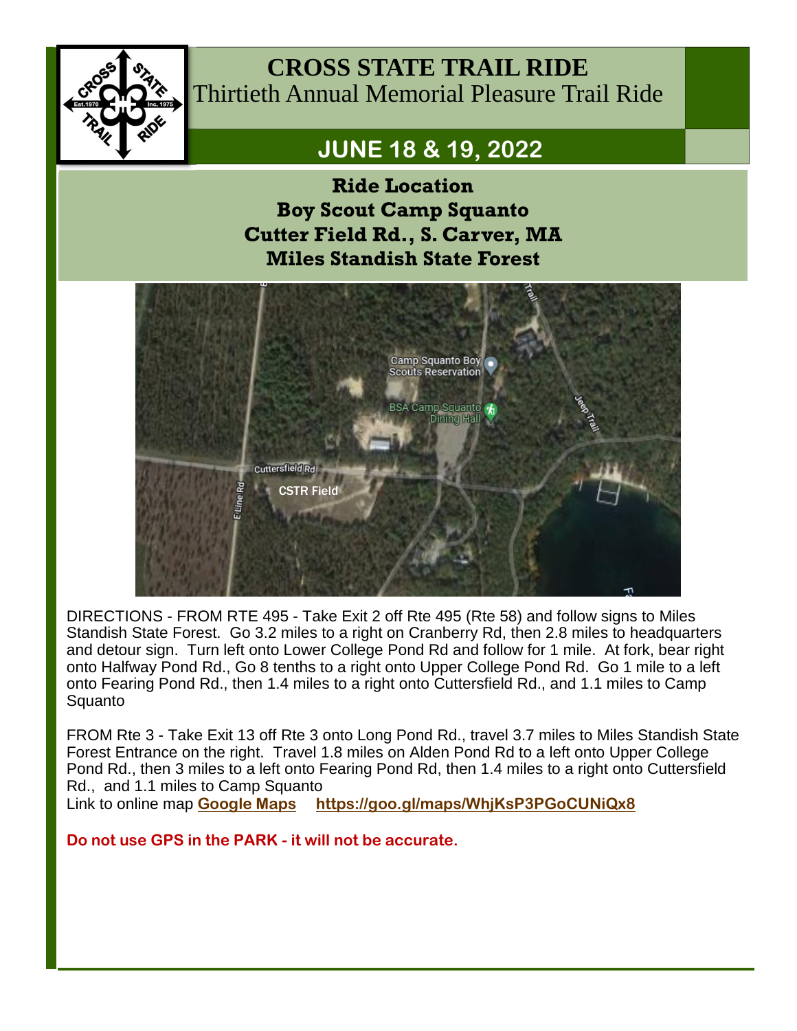# CROSS STATE TRAIL RIDE

## Thirtieth Annual Memorial Pleasure Trail Ride

## JUNE 18 & 19, 2022

**Ride Location**
**Boy Scout Camp Squanto**
**Cutter Field Rd., S. Carver, MA**
**Miles Standish State Forest**

DIRECTIONS - FROM RTE 495 - Take Exit 2 off Rte 495 (Rte 58) and follow signs to Miles Standish State Forest. Go 3.2 miles to a right on Cranberry Rd, then 2.8 miles to headquarters and detour sign. Turn left onto Lower College Pond Rd and follow for 1 mile. At fork, bear right onto Halfway Pond Rd., Go 8 tenths to a right onto Upper College Pond Rd. Go 1 mile to a left onto Fearing Pond Rd., then 1.4 miles to a right onto Cuttersfield Rd., and 1.1 miles to Camp Squanto

FROM Rte 3 - Take Exit 13 off Rte 3 onto Long Pond Rd., travel 3.7 miles to Miles Standish State Forest Entrance on the right. Travel 1.8 miles on Alden Pond Rd to a left onto Upper College Pond Rd., then 3 miles to a left onto Fearing Pond Rd, then 1.4 miles to a right onto Cuttersfield Rd., and 1.1 miles to Camp Squanto
Link to online map **Google Maps** **https://goo.gl/maps/WhjKsP3PGoCUNiQx8**

**Do not use GPS in the PARK - it will not be accurate.**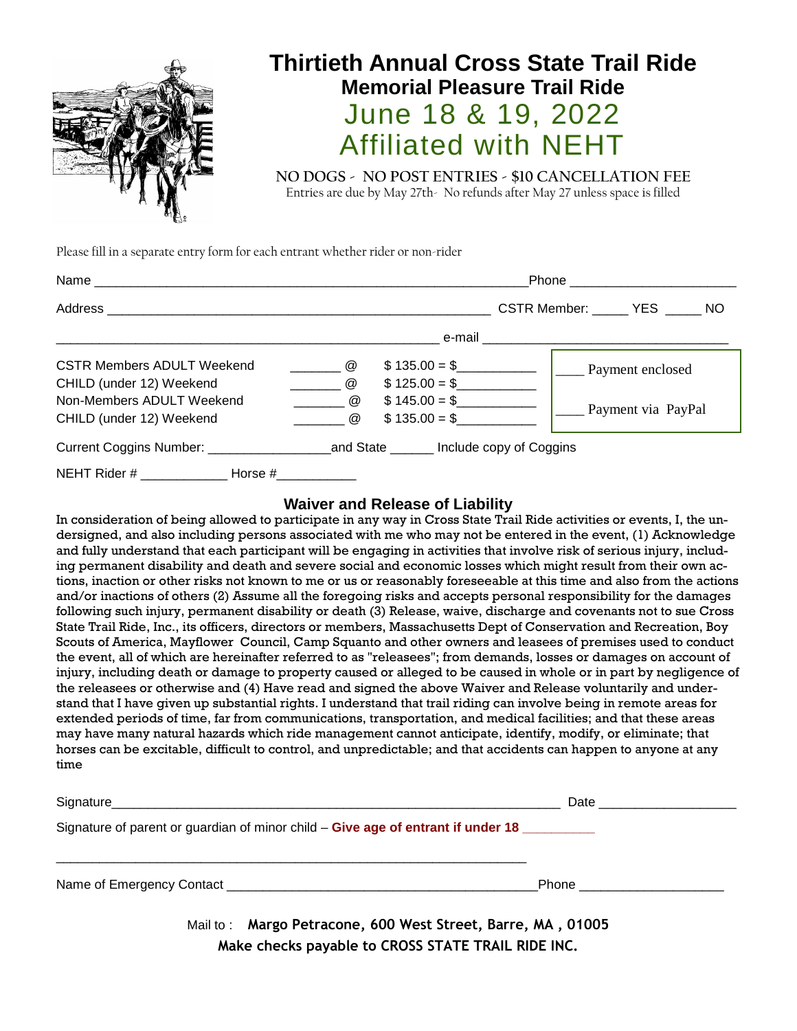# Thirtieth Annual Cross State Trail Ride

## Memorial Pleasure Trail Ride

## June 18 & 19, 2022

## Affiliated with NEHT

**NO DOGS - NO POST ENTRIES - $10 CANCELLATION FEE**

Entries are due by May 27th- No refunds after May 27 unless space is filled

Please fill in a separate entry form for each entrant whether rider or non-rider

Name ____________________________________________ Phone ____________________

Address ________________________________________ CSTR Member: _____ YES _____ NO

________________________________________ e-mail ____________________________

| | | | |
|---|---|---|---|
| CSTR Members ADULT Weekend | _______ @ | $ 135.00 = $__________ | ____ Payment enclosed |
| CHILD (under 12) Weekend | _______ @ | $ 125.00 = $__________ | |
| Non-Members ADULT Weekend | _______ @ | $ 145.00 = $__________ | ____ Payment via PayPal |
| CHILD (under 12) Weekend | _______ @ | $ 135.00 = $__________ | |

Current Coggins Number: ________________ and State ______ Include copy of Coggins

NEHT Rider # ____________ Horse #___________

### Waiver and Release of Liability

In consideration of being allowed to participate in any way in Cross State Trail Ride activities or events, I, the undersigned, and also including persons associated with me who may not be entered in the event, (1) Acknowledge and fully understand that each participant will be engaging in activities that involve risk of serious injury, including permanent disability and death and severe social and economic losses which might result from their own actions, inaction or other risks not known to me or us or reasonably foreseeable at this time and also from the actions and/or inactions of others (2) Assume all the foregoing risks and accepts personal responsibility for the damages following such injury, permanent disability or death (3) Release, waive, discharge and covenants not to sue Cross State Trail Ride, Inc., its officers, directors or members, Massachusetts Dept of Conservation and Recreation, Boy Scouts of America, Mayflower Council, Camp Squanto and other owners and leasees of premises used to conduct the event, all of which are hereinafter referred to as "releasees"; from demands, losses or damages on account of injury, including death or damage to property caused or alleged to be caused in whole or in part by negligence of the releasees or otherwise and (4) Have read and signed the above Waiver and Release voluntarily and understand that I have given up substantial rights. I understand that trail riding can involve being in remote areas for extended periods of time, far from communications, transportation, and medical facilities; and that these areas may have many natural hazards which ride management cannot anticipate, identify, modify, or eliminate; that horses can be excitable, difficult to control, and unpredictable; and that accidents can happen to anyone at any time

Signature________________________________________________ Date __________________

Signature of parent or guardian of minor child – **Give age of entrant if under 18 _________**

________________________________________________

Name of Emergency Contact ______________________________ Phone ____________________

Mail to : **Margo Petracone, 600 West Street, Barre, MA , 01005**

**Make checks payable to CROSS STATE TRAIL RIDE INC.**